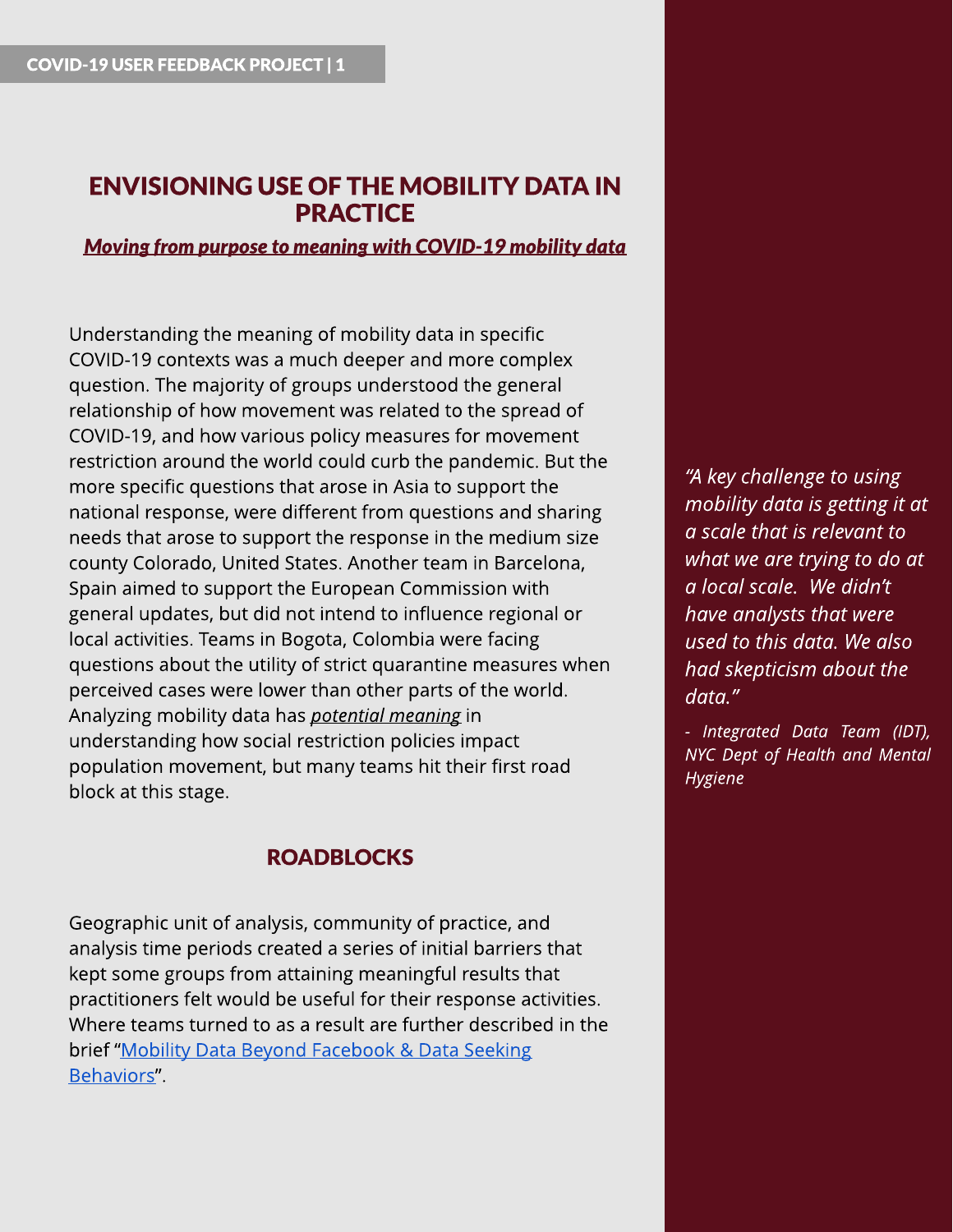# ENVISIONING USE OF THE MOBILITY DATA IN PRACTICE

***Moving from purpose to meaning with COVID-19 mobility data***

Understanding the meaning of mobility data in specific COVID-19 contexts was a much deeper and more complex question. The majority of groups understood the general relationship of how movement was related to the spread of COVID-19, and how various policy measures for movement restriction around the world could curb the pandemic. But the more specific questions that arose in Asia to support the national response, were different from questions and sharing needs that arose to support the response in the medium size county Colorado, United States. Another team in Barcelona, Spain aimed to support the European Commission with general updates, but did not intend to influence regional or local activities. Teams in Bogota, Colombia were facing questions about the utility of strict quarantine measures when perceived cases were lower than other parts of the world. Analyzing mobility data has ***potential meaning*** in understanding how social restriction policies impact population movement, but many teams hit their first road block at this stage.

*"A key challenge to using mobility data is getting it at a scale that is relevant to what we are trying to do at a local scale. We didn't have analysts that were used to this data. We also had skepticism about the data."*

*- Integrated Data Team (IDT), NYC Dept of Health and Mental Hygiene*

## ROADBLOCKS

Geographic unit of analysis, community of practice, and analysis time periods created a series of initial barriers that kept some groups from attaining meaningful results that practitioners felt would be useful for their response activities. Where teams turned to as a result are further described in the brief "Mobility Data Beyond Facebook & Data Seeking Behaviors".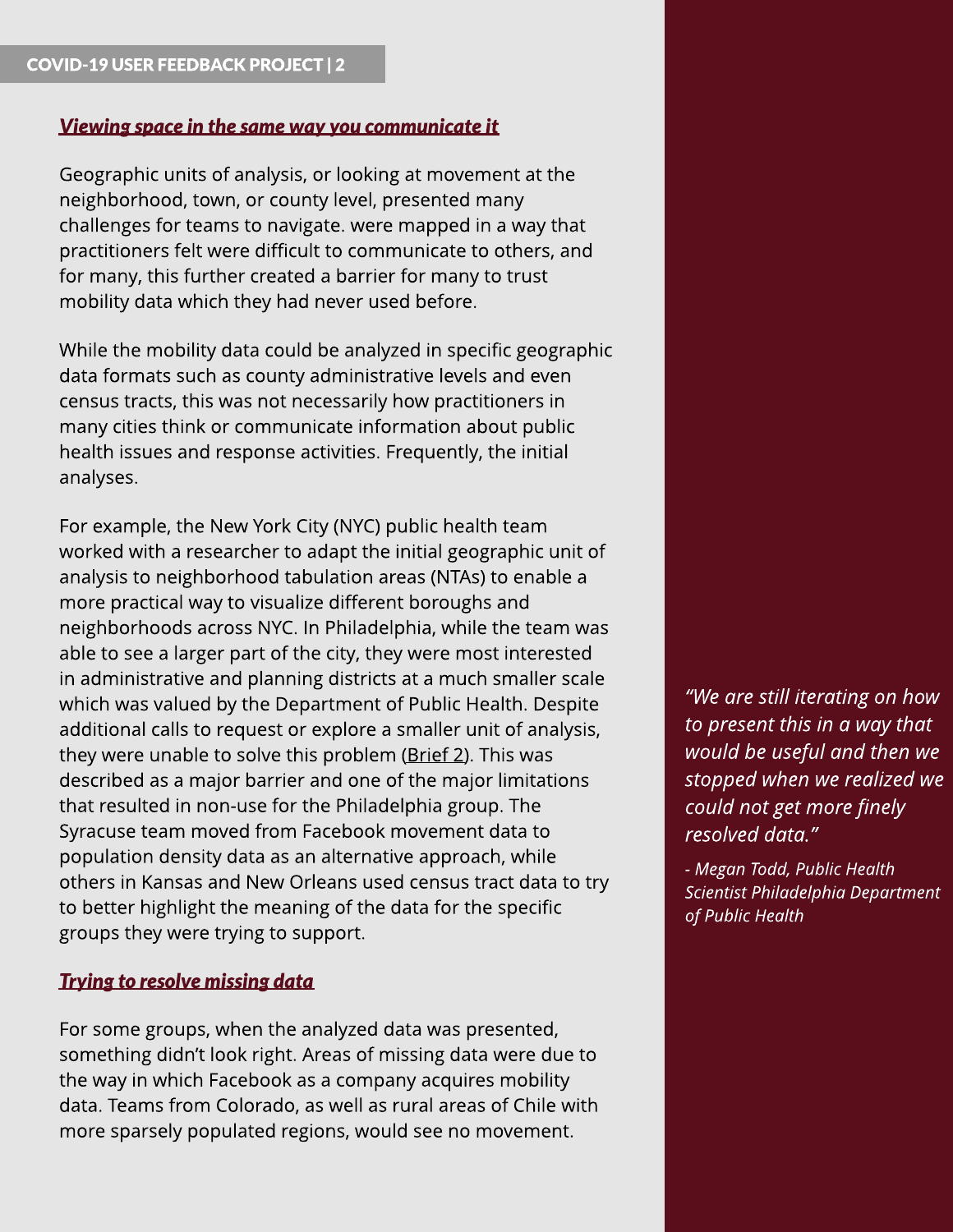## *Viewing space in the same way you communicate it*

Geographic units of analysis, or looking at movement at the neighborhood, town, or county level, presented many challenges for teams to navigate. were mapped in a way that practitioners felt were difficult to communicate to others, and for many, this further created a barrier for many to trust mobility data which they had never used before.

While the mobility data could be analyzed in specific geographic data formats such as county administrative levels and even census tracts, this was not necessarily how practitioners in many cities think or communicate information about public health issues and response activities. Frequently, the initial analyses.

For example, the New York City (NYC) public health team worked with a researcher to adapt the initial geographic unit of analysis to neighborhood tabulation areas (NTAs) to enable a more practical way to visualize different boroughs and neighborhoods across NYC. In Philadelphia, while the team was able to see a larger part of the city, they were most interested in administrative and planning districts at a much smaller scale which was valued by the Department of Public Health. Despite additional calls to request or explore a smaller unit of analysis, they were unable to solve this problem (Brief 2). This was described as a major barrier and one of the major limitations that resulted in non-use for the Philadelphia group. The Syracuse team moved from Facebook movement data to population density data as an alternative approach, while others in Kansas and New Orleans used census tract data to try to better highlight the meaning of the data for the specific groups they were trying to support.

> *"We are still iterating on how to present this in a way that would be useful and then we stopped when we realized we could not get more finely resolved data."*
>
> *- Megan Todd, Public Health Scientist Philadelphia Department of Public Health*

## *Trying to resolve missing data*

For some groups, when the analyzed data was presented, something didn't look right. Areas of missing data were due to the way in which Facebook as a company acquires mobility data. Teams from Colorado, as well as rural areas of Chile with more sparsely populated regions, would see no movement.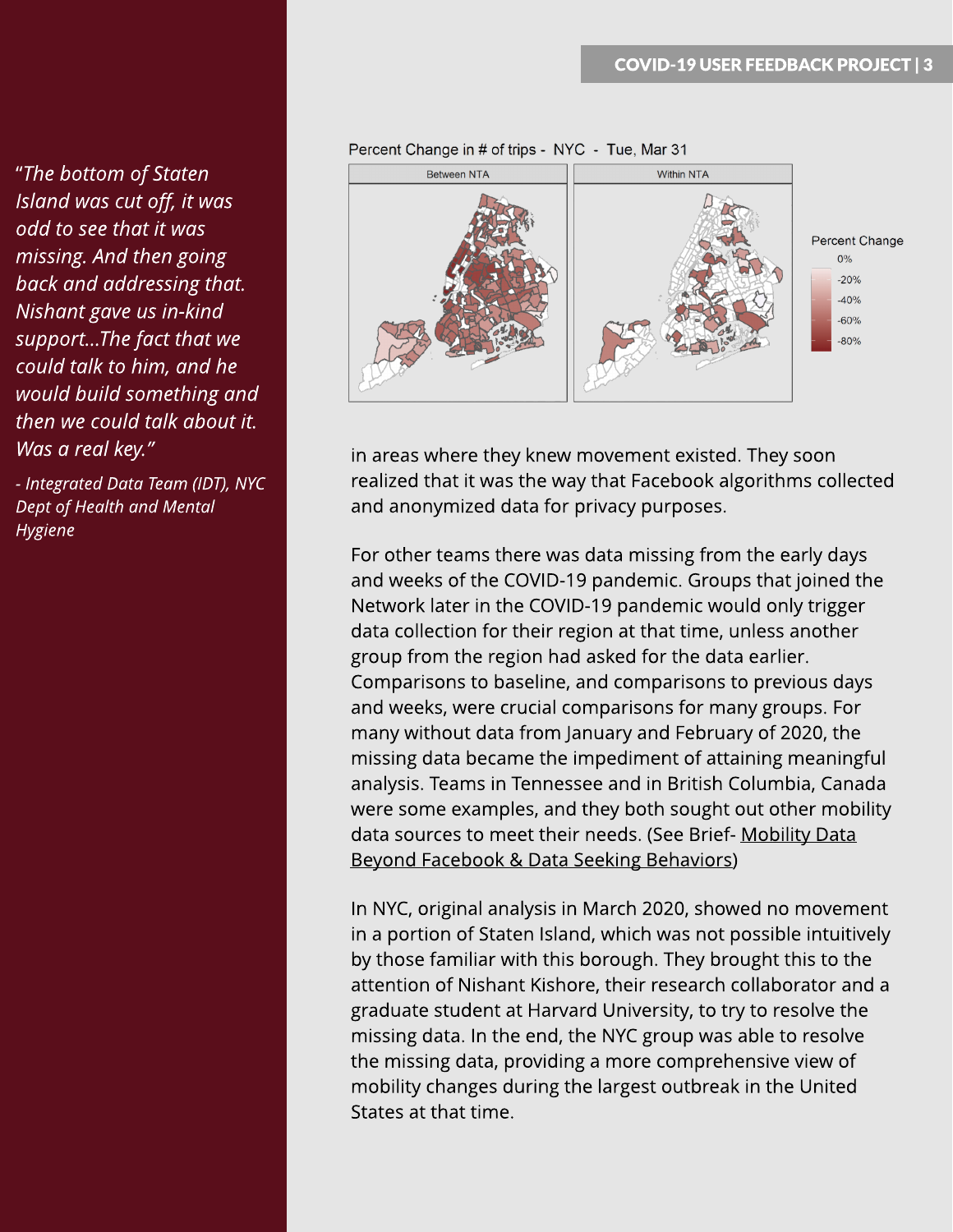*"The bottom of Staten Island was cut off, it was odd to see that it was missing. And then going back and addressing that. Nishant gave us in-kind support...The fact that we could talk to him, and he would build something and then we could talk about it. Was a real key."*

*- Integrated Data Team (IDT), NYC Dept of Health and Mental Hygiene*

Percent Change in # of trips - NYC - Tue, Mar 31

Between NTA | Within NTA

Percent Change: 0%, -20%, -40%, -60%, -80%

in areas where they knew movement existed. They soon realized that it was the way that Facebook algorithms collected and anonymized data for privacy purposes.

For other teams there was data missing from the early days and weeks of the COVID-19 pandemic. Groups that joined the Network later in the COVID-19 pandemic would only trigger data collection for their region at that time, unless another group from the region had asked for the data earlier. Comparisons to baseline, and comparisons to previous days and weeks, were crucial comparisons for many groups. For many without data from January and February of 2020, the missing data became the impediment of attaining meaningful analysis. Teams in Tennessee and in British Columbia, Canada were some examples, and they both sought out other mobility data sources to meet their needs. (See Brief- Mobility Data Beyond Facebook & Data Seeking Behaviors)

In NYC, original analysis in March 2020, showed no movement in a portion of Staten Island, which was not possible intuitively by those familiar with this borough. They brought this to the attention of Nishant Kishore, their research collaborator and a graduate student at Harvard University, to try to resolve the missing data. In the end, the NYC group was able to resolve the missing data, providing a more comprehensive view of mobility changes during the largest outbreak in the United States at that time.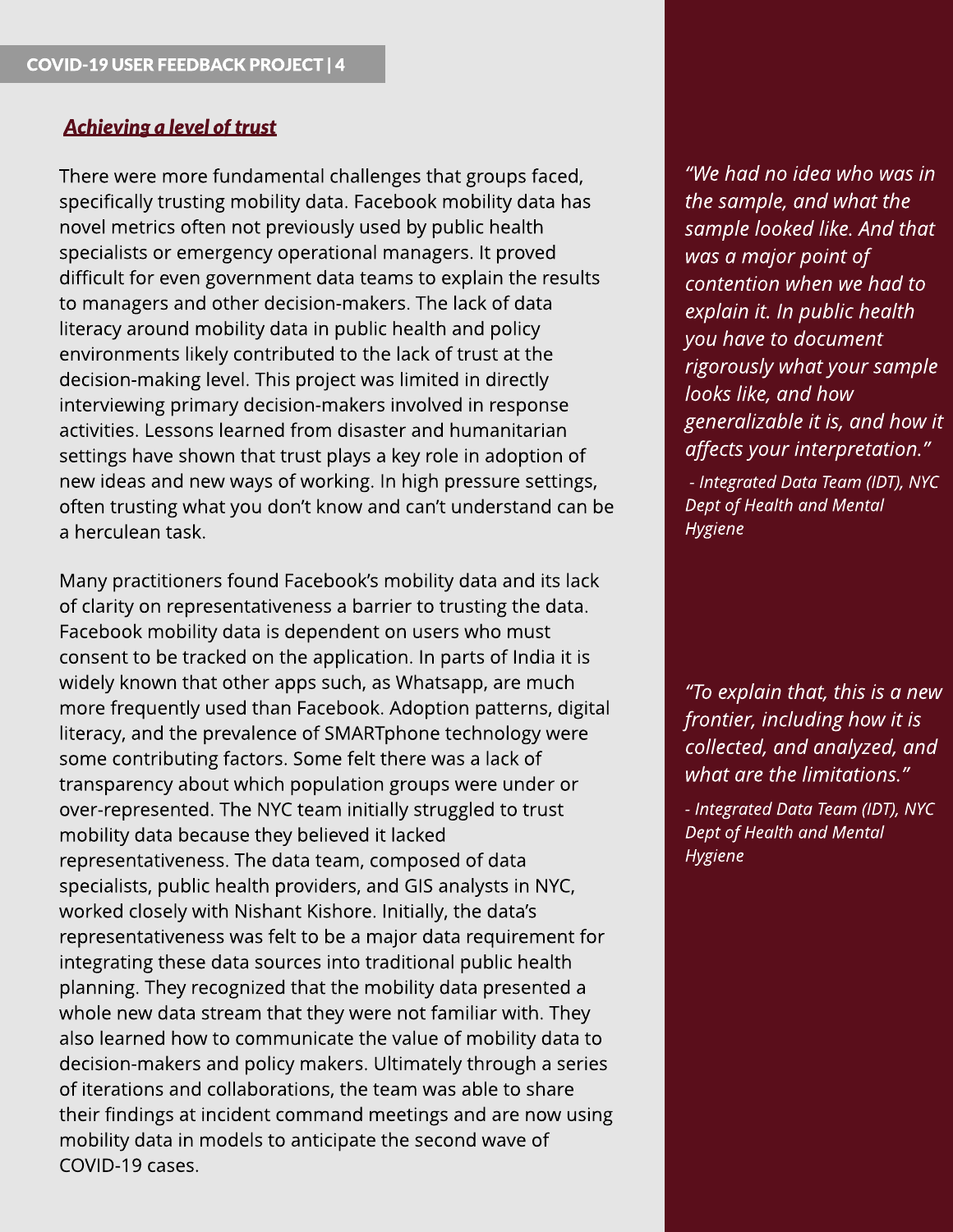## *Achieving a level of trust*

There were more fundamental challenges that groups faced, specifically trusting mobility data. Facebook mobility data has novel metrics often not previously used by public health specialists or emergency operational managers. It proved difficult for even government data teams to explain the results to managers and other decision-makers. The lack of data literacy around mobility data in public health and policy environments likely contributed to the lack of trust at the decision-making level. This project was limited in directly interviewing primary decision-makers involved in response activities. Lessons learned from disaster and humanitarian settings have shown that trust plays a key role in adoption of new ideas and new ways of working. In high pressure settings, often trusting what you don't know and can't understand can be a herculean task.

Many practitioners found Facebook's mobility data and its lack of clarity on representativeness a barrier to trusting the data. Facebook mobility data is dependent on users who must consent to be tracked on the application. In parts of India it is widely known that other apps such, as Whatsapp, are much more frequently used than Facebook. Adoption patterns, digital literacy, and the prevalence of SMARTphone technology were some contributing factors. Some felt there was a lack of transparency about which population groups were under or over-represented. The NYC team initially struggled to trust mobility data because they believed it lacked representativeness. The data team, composed of data specialists, public health providers, and GIS analysts in NYC, worked closely with Nishant Kishore. Initially, the data's representativeness was felt to be a major data requirement for integrating these data sources into traditional public health planning. They recognized that the mobility data presented a whole new data stream that they were not familiar with. They also learned how to communicate the value of mobility data to decision-makers and policy makers. Ultimately through a series of iterations and collaborations, the team was able to share their findings at incident command meetings and are now using mobility data in models to anticipate the second wave of COVID-19 cases.

*"We had no idea who was in the sample, and what the sample looked like. And that was a major point of contention when we had to explain it. In public health you have to document rigorously what your sample looks like, and how generalizable it is, and how it affects your interpretation."*

*- Integrated Data Team (IDT), NYC Dept of Health and Mental Hygiene*

*"To explain that, this is a new frontier, including how it is collected, and analyzed, and what are the limitations."*

*- Integrated Data Team (IDT), NYC Dept of Health and Mental Hygiene*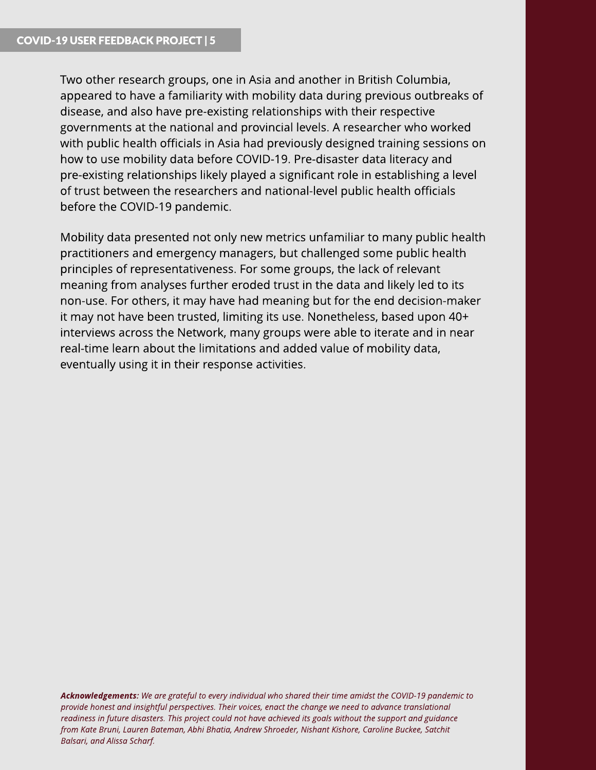Two other research groups, one in Asia and another in British Columbia, appeared to have a familiarity with mobility data during previous outbreaks of disease, and also have pre-existing relationships with their respective governments at the national and provincial levels. A researcher who worked with public health officials in Asia had previously designed training sessions on how to use mobility data before COVID-19. Pre-disaster data literacy and pre-existing relationships likely played a significant role in establishing a level of trust between the researchers and national-level public health officials before the COVID-19 pandemic.

Mobility data presented not only new metrics unfamiliar to many public health practitioners and emergency managers, but challenged some public health principles of representativeness. For some groups, the lack of relevant meaning from analyses further eroded trust in the data and likely led to its non-use. For others, it may have had meaning but for the end decision-maker it may not have been trusted, limiting its use. Nonetheless, based upon 40+ interviews across the Network, many groups were able to iterate and in near real-time learn about the limitations and added value of mobility data, eventually using it in their response activities.

***Acknowledgements**: We are grateful to every individual who shared their time amidst the COVID-19 pandemic to provide honest and insightful perspectives. Their voices, enact the change we need to advance translational readiness in future disasters. This project could not have achieved its goals without the support and guidance from Kate Bruni, Lauren Bateman, Abhi Bhatia, Andrew Shroeder, Nishant Kishore, Caroline Buckee, Satchit Balsari, and Alissa Scharf.*